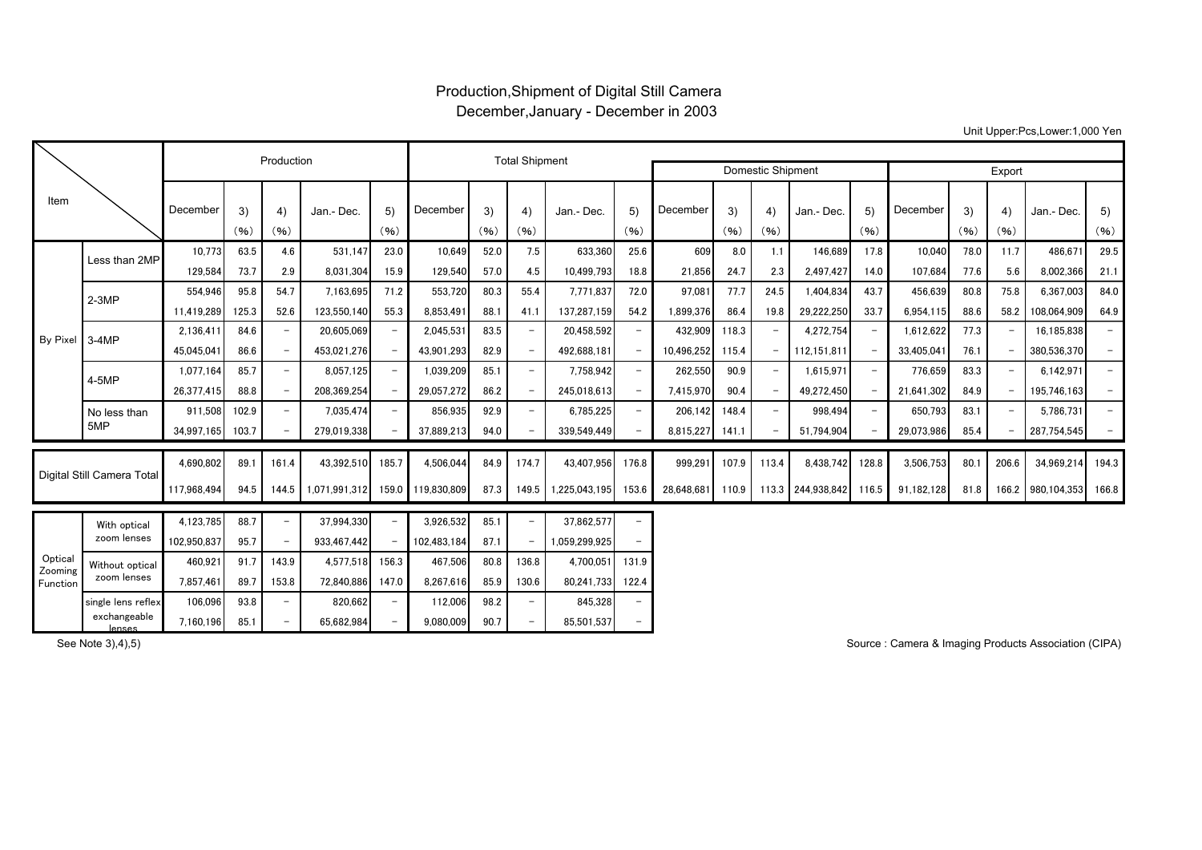# Production,Shipment of Digital Still Camera

## December,January - December in 2003

Unit Upper:Pcs,Lower:1,000 Yen

| Item | | Production | | | | | Total Shipment | | | | | Domestic Shipment | | | | | Export | | | | |
|---|---|---|---|---|---|---|---|---|---|---|---|---|---|---|---|---|---|---|---|---|---|
| | | December | 3) (%) | 4) (%) | Jan.- Dec. | 5) (%) | December | 3) (%) | 4) (%) | Jan.- Dec. | 5) (%) | December | 3) (%) | 4) (%) | Jan.- Dec. | 5) (%) | December | 3) (%) | 4) (%) | Jan.- Dec. | 5) (%) |
| By Pixel | Less than 2MP | 10,773 | 63.5 | 4.6 | 531,147 | 23.0 | 10,649 | 52.0 | 7.5 | 633,360 | 25.6 | 609 | 8.0 | 1.1 | 146,689 | 17.8 | 10,040 | 78.0 | 11.7 | 486,671 | 29.5 |
| | | 129,584 | 73.7 | 2.9 | 8,031,304 | 15.9 | 129,540 | 57.0 | 4.5 | 10,499,793 | 18.8 | 21,856 | 24.7 | 2.3 | 2,497,427 | 14.0 | 107,684 | 77.6 | 5.6 | 8,002,366 | 21.1 |
| | 2-3MP | 554,946 | 95.8 | 54.7 | 7,163,695 | 71.2 | 553,720 | 80.3 | 55.4 | 7,771,837 | 72.0 | 97,081 | 77.7 | 24.5 | 1,404,834 | 43.7 | 456,639 | 80.8 | 75.8 | 6,367,003 | 84.0 |
| | | 11,419,289 | 125.3 | 52.6 | 123,550,140 | 55.3 | 8,853,491 | 88.1 | 41.1 | 137,287,159 | 54.2 | 1,899,376 | 86.4 | 19.8 | 29,222,250 | 33.7 | 6,954,115 | 88.6 | 58.2 | 108,064,909 | 64.9 |
| | 3-4MP | 2,136,411 | 84.6 | − | 20,605,069 | − | 2,045,531 | 83.5 | − | 20,458,592 | − | 432,909 | 118.3 | − | 4,272,754 | − | 1,612,622 | 77.3 | − | 16,185,838 | − |
| | | 45,045,041 | 86.6 | − | 453,021,276 | − | 43,901,293 | 82.9 | − | 492,688,181 | − | 10,496,252 | 115.4 | − | 112,151,811 | − | 33,405,041 | 76.1 | − | 380,536,370 | − |
| | 4-5MP | 1,077,164 | 85.7 | − | 8,057,125 | − | 1,039,209 | 85.1 | − | 7,758,942 | − | 262,550 | 90.9 | − | 1,615,971 | − | 776,659 | 83.3 | − | 6,142,971 | − |
| | | 26,377,415 | 88.8 | − | 208,369,254 | − | 29,057,272 | 86.2 | − | 245,018,613 | − | 7,415,970 | 90.4 | − | 49,272,450 | − | 21,641,302 | 84.9 | − | 195,746,163 | − |
| | No less than 5MP | 911,508 | 102.9 | − | 7,035,474 | − | 856,935 | 92.9 | − | 6,785,225 | − | 206,142 | 148.4 | − | 998,494 | − | 650,793 | 83.1 | − | 5,786,731 | − |
| | | 34,997,165 | 103.7 | − | 279,019,338 | − | 37,889,213 | 94.0 | − | 339,549,449 | − | 8,815,227 | 141.1 | − | 51,794,904 | − | 29,073,986 | 85.4 | − | 287,754,545 | − |
| Digital Still Camera Total | | 4,690,802 | 89.1 | 161.4 | 43,392,510 | 185.7 | 4,506,044 | 84.9 | 174.7 | 43,407,956 | 176.8 | 999,291 | 107.9 | 113.4 | 8,438,742 | 128.8 | 3,506,753 | 80.1 | 206.6 | 34,969,214 | 194.3 |
| | | 117,968,494 | 94.5 | 144.5 | 1,071,991,312 | 159.0 | 119,830,809 | 87.3 | 149.5 | 1,225,043,195 | 153.6 | 28,648,681 | 110.9 | 113.3 | 244,938,842 | 116.5 | 91,182,128 | 81.8 | 166.2 | 980,104,353 | 166.8 |
| Optical Zooming Function | With optical zoom lenses | 4,123,785 | 88.7 | − | 37,994,330 | − | 3,926,532 | 85.1 | − | 37,862,577 | − | | | | | | | | | | |
| | | 102,950,837 | 95.7 | − | 933,467,442 | − | 102,483,184 | 87.1 | − | 1,059,299,925 | − | | | | | | | | | | |
| | Without optical zoom lenses | 460,921 | 91.7 | 143.9 | 4,577,518 | 156.3 | 467,506 | 80.8 | 136.8 | 4,700,051 | 131.9 | | | | | | | | | | |
| | | 7,857,461 | 89.7 | 153.8 | 72,840,886 | 147.0 | 8,267,616 | 85.9 | 130.6 | 80,241,733 | 122.4 | | | | | | | | | | |
| | single lens reflex exchangeable lenses | 106,096 | 93.8 | − | 820,662 | − | 112,006 | 98.2 | − | 845,328 | − | | | | | | | | | | |
| | | 7,160,196 | 85.1 | − | 65,682,984 | − | 9,080,009 | 90.7 | − | 85,501,537 | − | | | | | | | | | | |

See Note 3),4),5)

Source : Camera & Imaging Products Association (CIPA)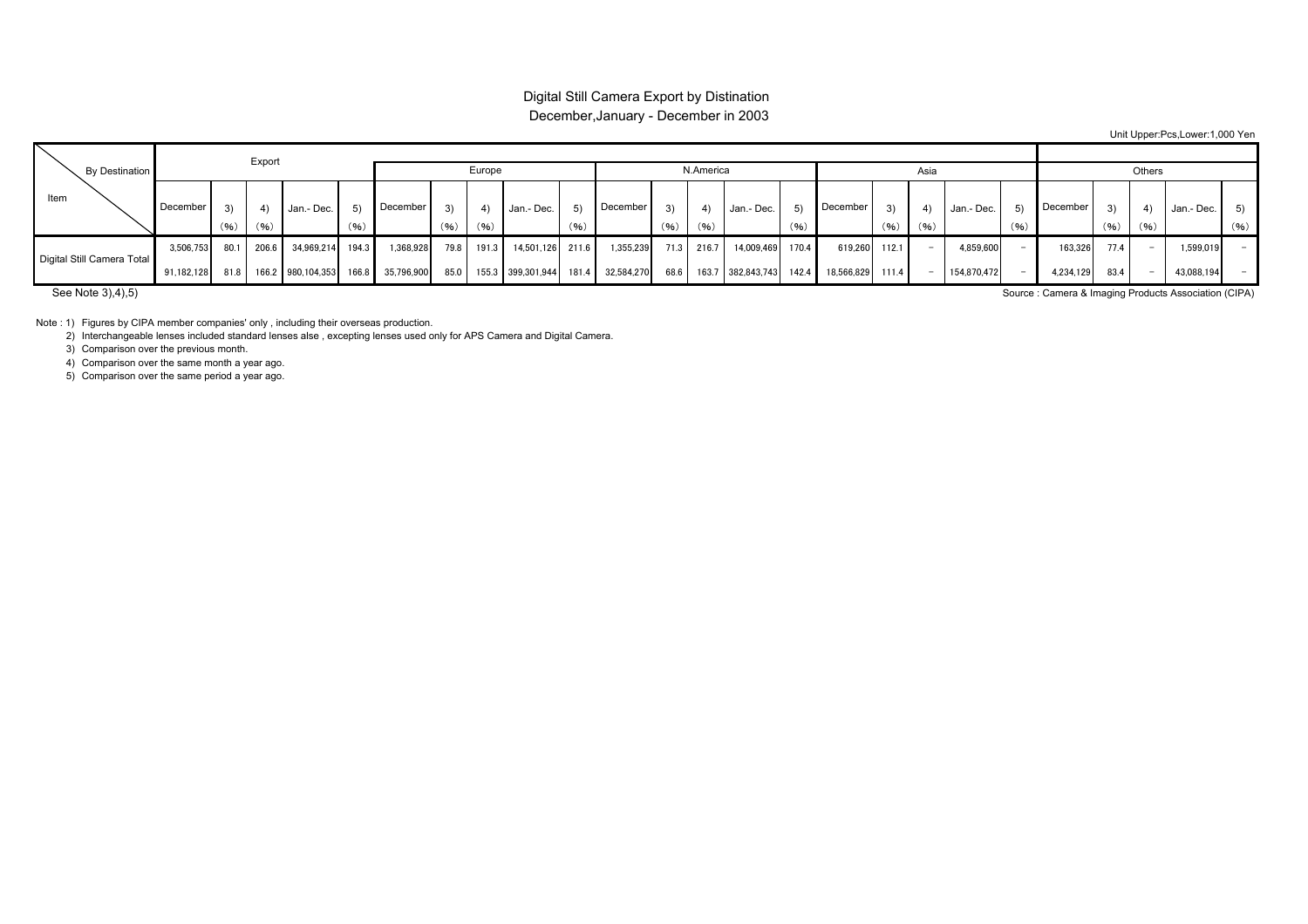# Digital Still Camera Export by Distination

December,January - December in 2003

Unit Upper:Pcs,Lower:1,000 Yen

| By Destination / Item | Export | | | | | Europe | | | | | N.America | | | | | Asia | | | | | Others | | | | |
|---|---|---|---|---|---|---|---|---|---|---|---|---|---|---|---|---|---|---|---|---|---|---|---|---|---|
| | December | 3) (%) | 4) (%) | Jan.- Dec. | 5) (%) | December | 3) (%) | 4) (%) | Jan.- Dec. | 5) (%) | December | 3) (%) | 4) (%) | Jan.- Dec. | 5) (%) | December | 3) (%) | 4) (%) | Jan.- Dec. | 5) (%) | December | 3) (%) | 4) (%) | Jan.- Dec. | 5) (%) |
| Digital Still Camera Total | 3,506,753 | 80.1 | 206.6 | 34,969,214 | 194.3 | 1,368,928 | 79.8 | 191.3 | 14,501,126 | 211.6 | 1,355,239 | 71.3 | 216.7 | 14,009,469 | 170.4 | 619,260 | 112.1 | – | 4,859,600 | – | 163,326 | 77.4 | – | 1,599,019 | – |
| | 91,182,128 | 81.8 | 166.2 | 980,104,353 | 166.8 | 35,796,900 | 85.0 | 155.3 | 399,301,944 | 181.4 | 32,584,270 | 68.6 | 163.7 | 382,843,743 | 142.4 | 18,566,829 | 111.4 | – | 154,870,472 | – | 4,234,129 | 83.4 | – | 43,088,194 | – |

See Note 3),4),5)

Source : Camera & Imaging Products Association (CIPA)

Note : 1) Figures by CIPA member companies' only , including their overseas production.

2) Interchangeable lenses included standard lenses alse , excepting lenses used only for APS Camera and Digital Camera.

3) Comparison over the previous month.

4) Comparison over the same month a year ago.

5) Comparison over the same period a year ago.